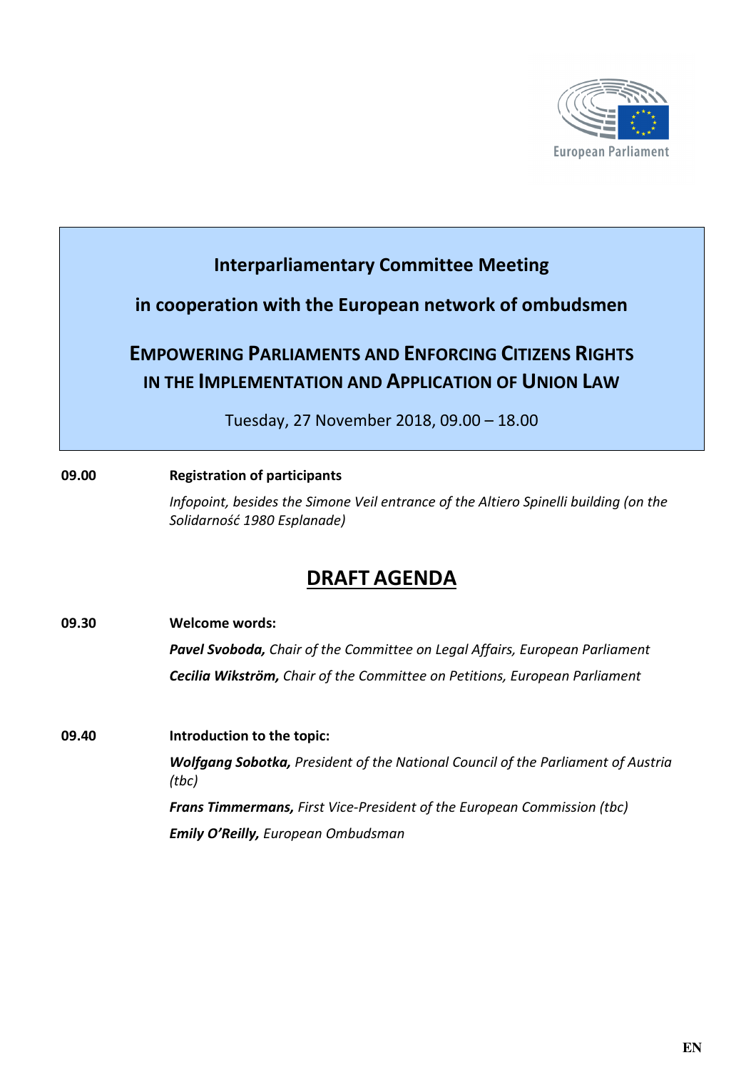European Parliament

**Interparliamentary Committee Meeting**

**in cooperation with the European network of ombudsmen**

## EMPOWERING PARLIAMENTS AND ENFORCING CITIZENS RIGHTS IN THE IMPLEMENTATION AND APPLICATION OF UNION LAW

Tuesday, 27 November 2018, 09.00 – 18.00

**09.00** **Registration of participants**

*Infopoint, besides the Simone Veil entrance of the Altiero Spinelli building (on the Solidarność 1980 Esplanade)*

# DRAFT AGENDA

**09.30** **Welcome words:**

***Pavel Svoboda,*** *Chair of the Committee on Legal Affairs, European Parliament*

***Cecilia Wikström,*** *Chair of the Committee on Petitions, European Parliament*

**09.40** **Introduction to the topic:**

***Wolfgang Sobotka,*** *President of the National Council of the Parliament of Austria (tbc)*

***Frans Timmermans,*** *First Vice-President of the European Commission (tbc)*

***Emily O'Reilly,*** *European Ombudsman*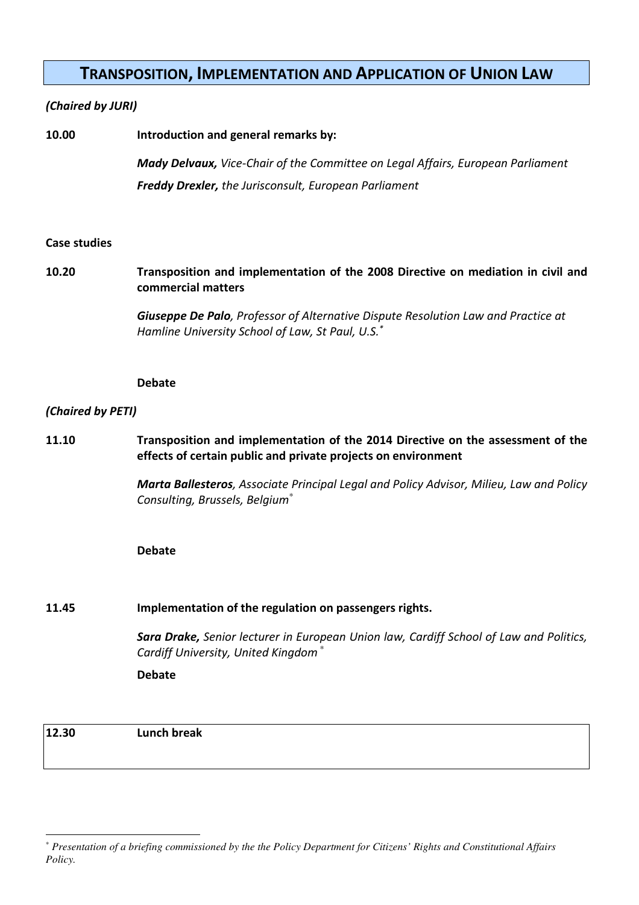# TRANSPOSITION, IMPLEMENTATION AND APPLICATION OF UNION LAW

***(Chaired by JURI)***

**10.00** **Introduction and general remarks by:**

***Mady Delvaux,*** *Vice-Chair of the Committee on Legal Affairs, European Parliament*

***Freddy Drexler,*** *the Jurisconsult, European Parliament*

**Case studies**

**10.20** **Transposition and implementation of the 2008 Directive on mediation in civil and commercial matters**

***Giuseppe De Palo****, Professor of Alternative Dispute Resolution Law and Practice at Hamline University School of Law, St Paul, U.S.*[*]

**Debate**

***(Chaired by PETI)***

**11.10** **Transposition and implementation of the 2014 Directive on the assessment of the effects of certain public and private projects on environment**

***Marta Ballesteros****, Associate Principal Legal and Policy Advisor, Milieu, Law and Policy Consulting, Brussels, Belgium*[*]

**Debate**

**11.45** **Implementation of the regulation on passengers rights.**

***Sara Drake,*** *Senior lecturer in European Union law, Cardiff School of Law and Politics, Cardiff University, United Kingdom* [*]

**Debate**

**12.30** **Lunch break**

---

[*] *Presentation of a briefing commissioned by the the Policy Department for Citizens' Rights and Constitutional Affairs Policy.*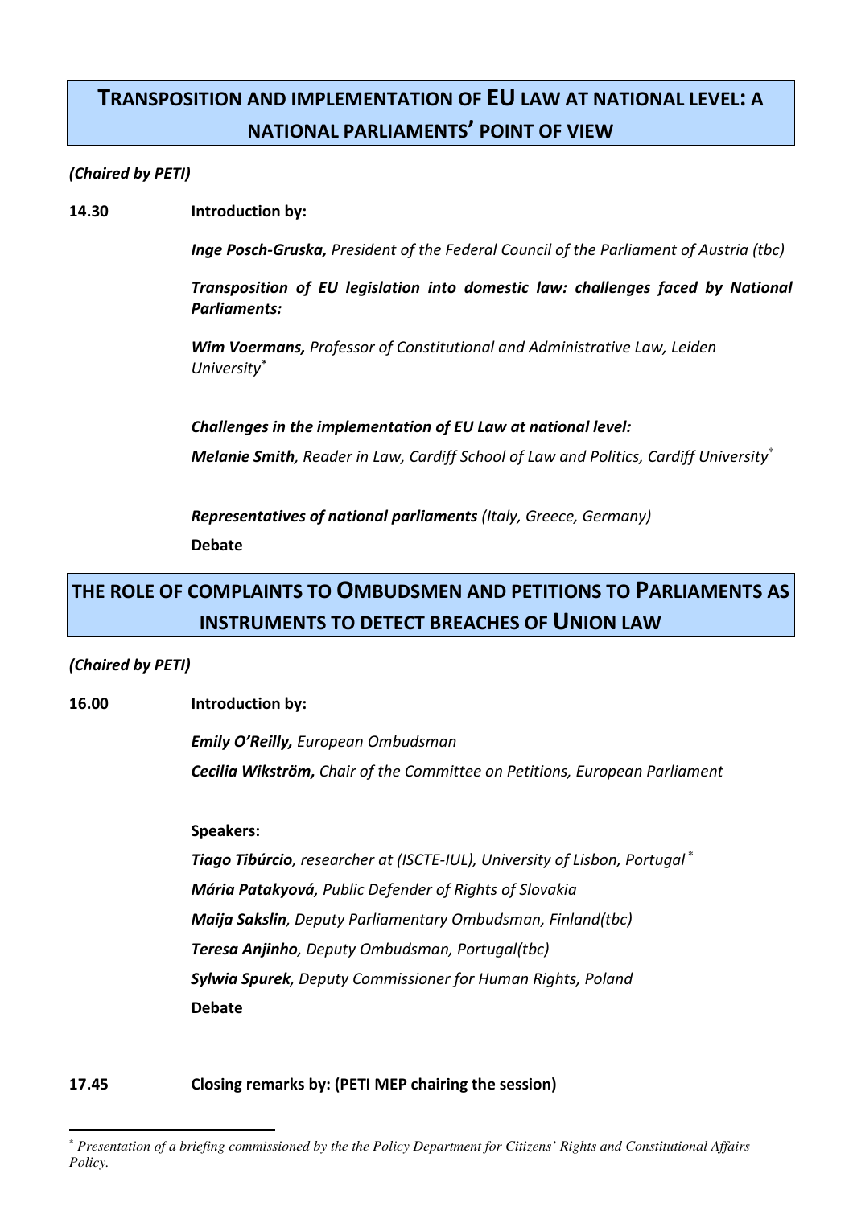## TRANSPOSITION AND IMPLEMENTATION OF EU LAW AT NATIONAL LEVEL: A NATIONAL PARLIAMENTS' POINT OF VIEW

***(Chaired by PETI)***

**14.30** **Introduction by:**

***Inge Posch-Gruska,*** *President of the Federal Council of the Parliament of Austria (tbc)*

***Transposition of EU legislation into domestic law: challenges faced by National Parliaments:***

***Wim Voermans,*** *Professor of Constitutional and Administrative Law, Leiden University*[*]

***Challenges in the implementation of EU Law at national level:***

***Melanie Smith****, Reader in Law, Cardiff School of Law and Politics, Cardiff University*[*]

***Representatives of national parliaments*** *(Italy, Greece, Germany)*

**Debate**

## THE ROLE OF COMPLAINTS TO OMBUDSMEN AND PETITIONS TO PARLIAMENTS AS INSTRUMENTS TO DETECT BREACHES OF UNION LAW

***(Chaired by PETI)***

**16.00** **Introduction by:**

***Emily O'Reilly,*** *European Ombudsman*

***Cecilia Wikström,*** *Chair of the Committee on Petitions, European Parliament*

**Speakers:**

***Tiago Tibúrcio****, researcher at (ISCTE-IUL), University of Lisbon, Portugal* [*]

***Mária Patakyová****, Public Defender of Rights of Slovakia*

***Maija Sakslin****, Deputy Parliamentary Ombudsman, Finland(tbc)*

***Teresa Anjinho****, Deputy Ombudsman, Portugal(tbc)*

***Sylwia Spurek****, Deputy Commissioner for Human Rights, Poland*

**Debate**

**17.45** **Closing remarks by: (PETI MEP chairing the session)**

---

[*] *Presentation of a briefing commissioned by the the Policy Department for Citizens' Rights and Constitutional Affairs Policy.*